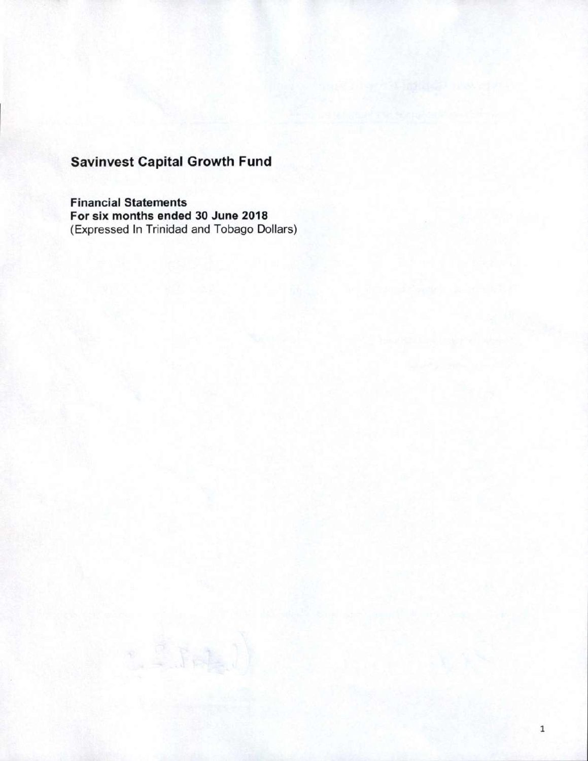# Savinvest Capital Growth Fund

**Financial Statements**
**For six months ended 30 June 2018**
(Expressed In Trinidad and Tobago Dollars)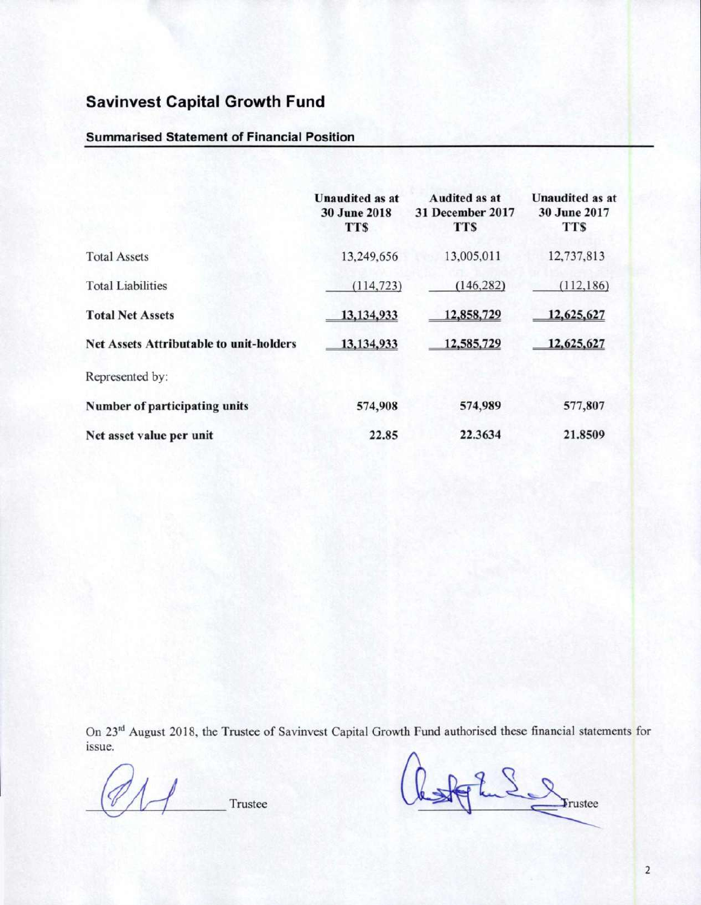# Savinvest Capital Growth Fund

## Summarised Statement of Financial Position

| | Unaudited as at 30 June 2018 TT$ | Audited as at 31 December 2017 TT$ | Unaudited as at 30 June 2017 TT$ |
|---|---|---|---|
| Total Assets | 13,249,656 | 13,005,011 | 12,737,813 |
| Total Liabilities | (114,723) | (146,282) | (112,186) |
| **Total Net Assets** | 13,134,933 | 12,858,729 | 12,625,627 |
| **Net Assets Attributable to unit-holders** | 13,134,933 | 12,585,729 | 12,625,627 |
| Represented by: | | | |
| **Number of participating units** | **574,908** | **574,989** | **577,807** |
| **Net asset value per unit** | **22.85** | **22.3634** | **21.8509** |

On 23rd August 2018, the Trustee of Savinvest Capital Growth Fund authorised these financial statements for issue.

Trustee

Trustee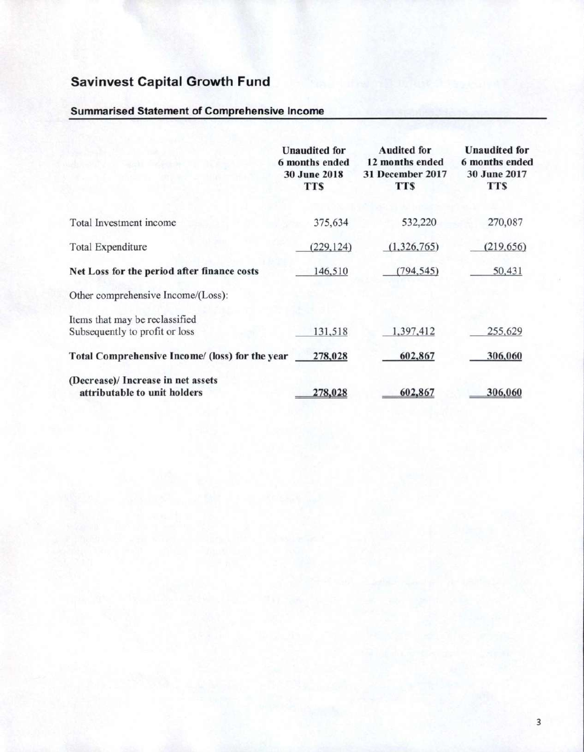# Savinvest Capital Growth Fund

## Summarised Statement of Comprehensive Income

| | Unaudited for 6 months ended 30 June 2018 TT$ | Audited for 12 months ended 31 December 2017 TT$ | Unaudited for 6 months ended 30 June 2017 TT$ |
|---|---|---|---|
| Total Investment income | 375,634 | 532,220 | 270,087 |
| Total Expenditure | (229,124) | (1,326,765) | (219,656) |
| **Net Loss for the period after finance costs** | 146,510 | (794,545) | 50,431 |
| Other comprehensive Income/(Loss): | | | |
| Items that may be reclassified Subsequently to profit or loss | 131,518 | 1,397,412 | 255,629 |
| **Total Comprehensive Income/ (loss) for the year** | **278,028** | **602,867** | **306,060** |
| **(Decrease)/ Increase in net assets attributable to unit holders** | **278,028** | **602,867** | **306,060** |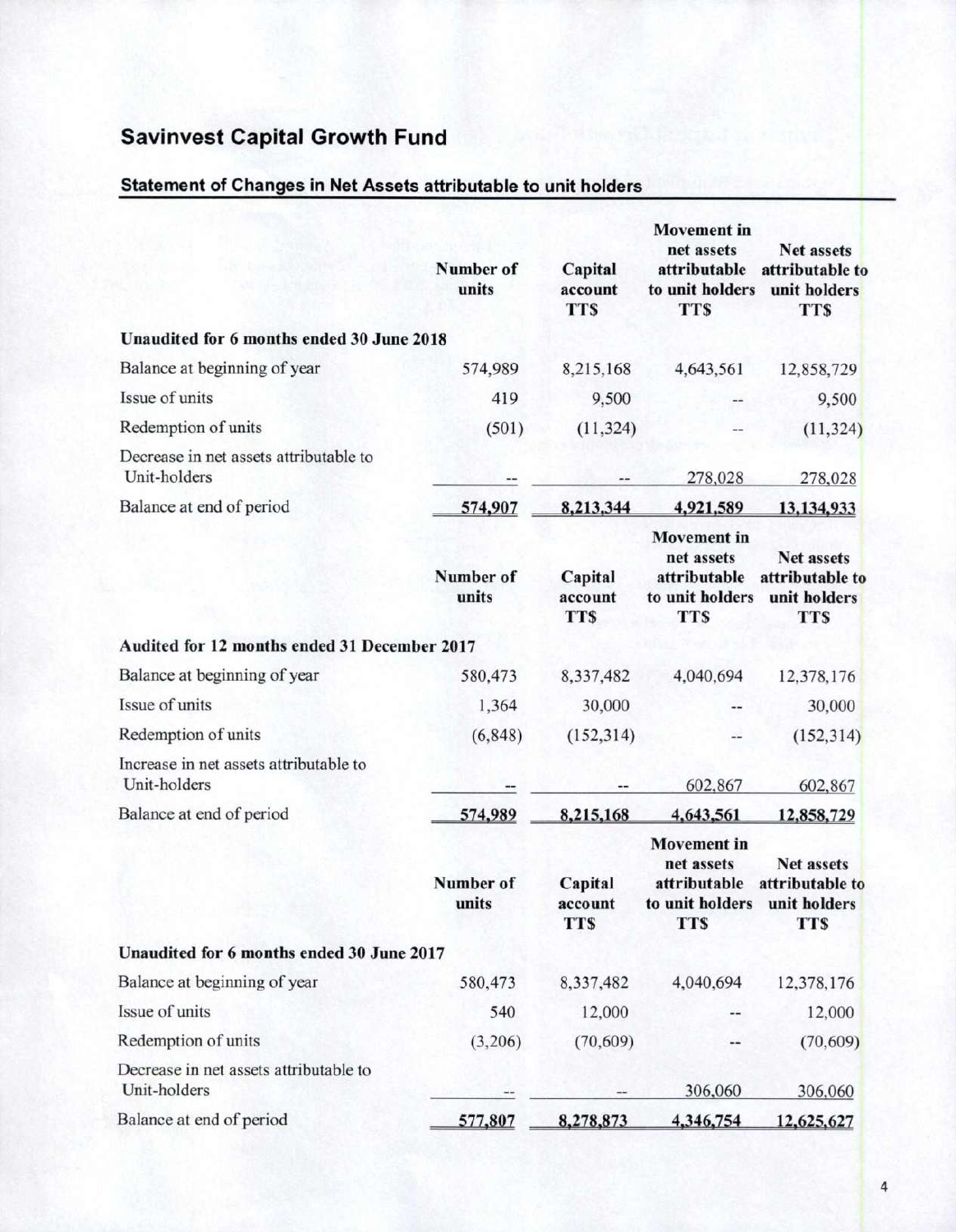# Savinvest Capital Growth Fund

## Statement of Changes in Net Assets attributable to unit holders

| | Number of units | Capital account TT$ | Movement in net assets attributable to unit holders TT$ | Net assets attributable to unit holders TT$ |
|---|---|---|---|---|
| **Unaudited for 6 months ended 30 June 2018** | | | | |
| Balance at beginning of year | 574,989 | 8,215,168 | 4,643,561 | 12,858,729 |
| Issue of units | 419 | 9,500 | -- | 9,500 |
| Redemption of units | (501) | (11,324) | -- | (11,324) |
| Decrease in net assets attributable to Unit-holders | -- | -- | 278,028 | 278,028 |
| Balance at end of period | 574,907 | 8,213,344 | 4,921,589 | 13,134,933 |

| | Number of units | Capital account TT$ | Movement in net assets attributable to unit holders TT$ | Net assets attributable to unit holders TT$ |
|---|---|---|---|---|
| **Audited for 12 months ended 31 December 2017** | | | | |
| Balance at beginning of year | 580,473 | 8,337,482 | 4,040,694 | 12,378,176 |
| Issue of units | 1,364 | 30,000 | -- | 30,000 |
| Redemption of units | (6,848) | (152,314) | -- | (152,314) |
| Increase in net assets attributable to Unit-holders | -- | -- | 602,867 | 602,867 |
| Balance at end of period | 574,989 | 8,215,168 | 4,643,561 | 12,858,729 |

| | Number of units | Capital account TT$ | Movement in net assets attributable to unit holders TT$ | Net assets attributable to unit holders TT$ |
|---|---|---|---|---|
| **Unaudited for 6 months ended 30 June 2017** | | | | |
| Balance at beginning of year | 580,473 | 8,337,482 | 4,040,694 | 12,378,176 |
| Issue of units | 540 | 12,000 | -- | 12,000 |
| Redemption of units | (3,206) | (70,609) | -- | (70,609) |
| Decrease in net assets attributable to Unit-holders | -- | -- | 306,060 | 306,060 |
| Balance at end of period | 577,807 | 8,278,873 | 4,346,754 | 12,625,627 |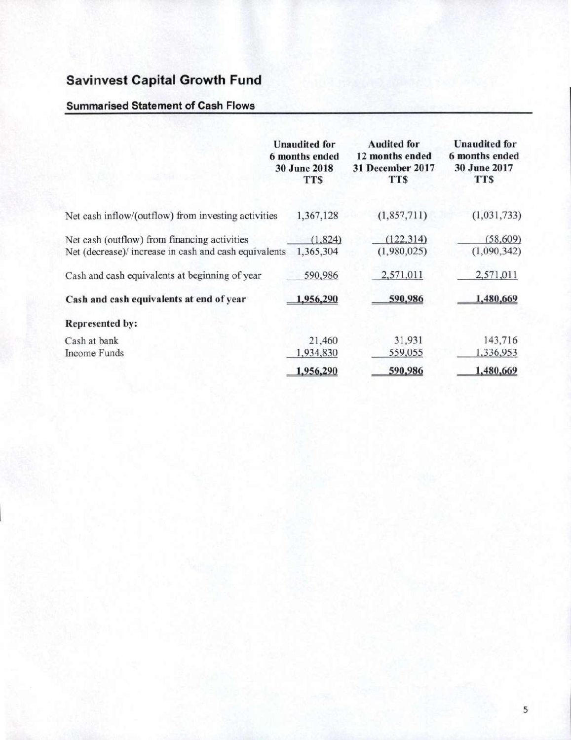# Savinvest Capital Growth Fund

## Summarised Statement of Cash Flows

| | Unaudited for 6 months ended 30 June 2018 TT$ | Audited for 12 months ended 31 December 2017 TT$ | Unaudited for 6 months ended 30 June 2017 TT$ |
|---|---|---|---|
| Net cash inflow/(outflow) from investing activities | 1,367,128 | (1,857,711) | (1,031,733) |
| Net cash (outflow) from financing activities | (1,824) | (122,314) | (58,609) |
| Net (decrease)/ increase in cash and cash equivalents | 1,365,304 | (1,980,025) | (1,090,342) |
| Cash and cash equivalents at beginning of year | 590,986 | 2,571,011 | 2,571,011 |
| **Cash and cash equivalents at end of year** | **1,956,290** | **590,986** | **1,480,669** |
| **Represented by:** | | | |
| Cash at bank | 21,460 | 31,931 | 143,716 |
| Income Funds | 1,934,830 | 559,055 | 1,336,953 |
| | **1,956,290** | **590,986** | **1,480,669** |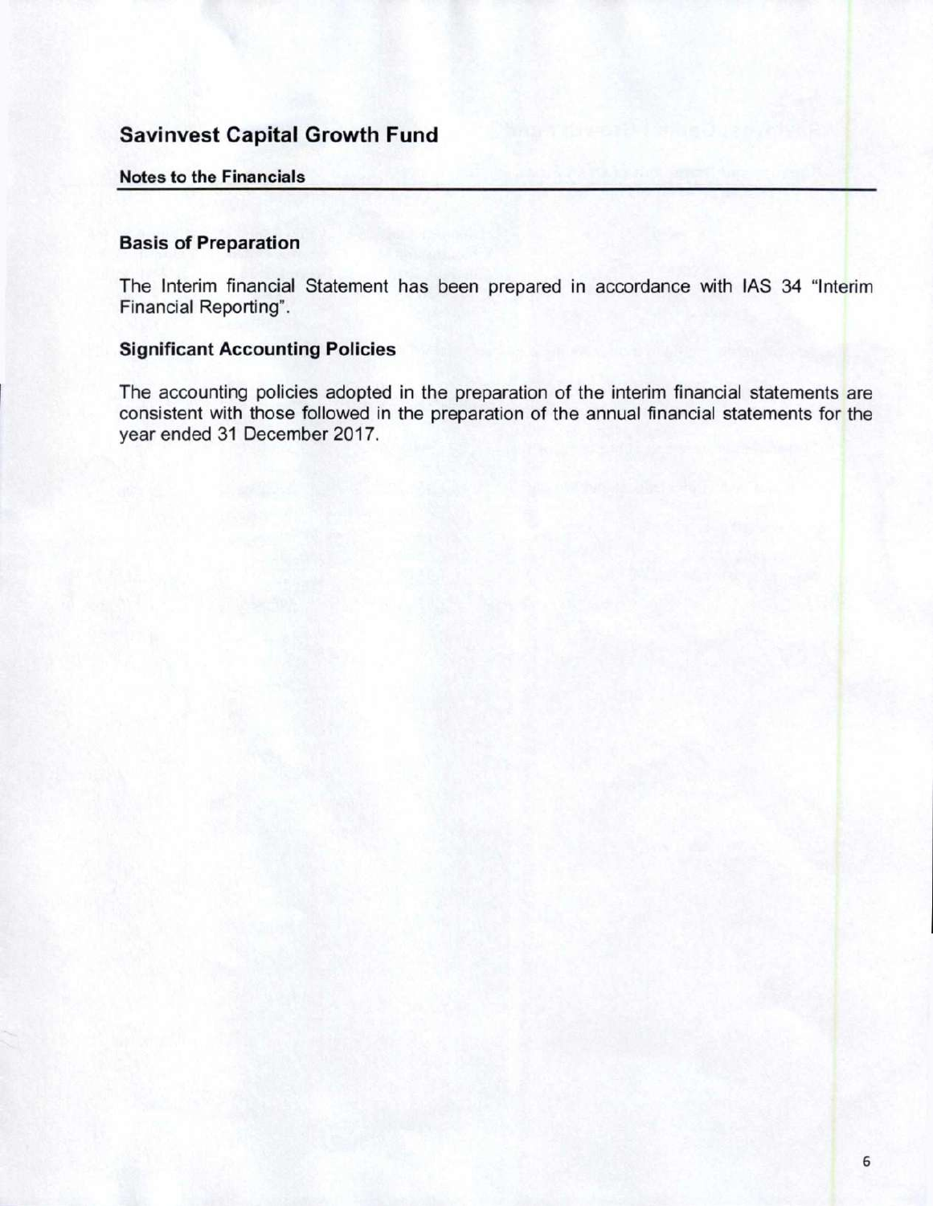# Savinvest Capital Growth Fund

**Notes to the Financials**

### Basis of Preparation

The Interim financial Statement has been prepared in accordance with IAS 34 "Interim Financial Reporting".

### Significant Accounting Policies

The accounting policies adopted in the preparation of the interim financial statements are consistent with those followed in the preparation of the annual financial statements for the year ended 31 December 2017.